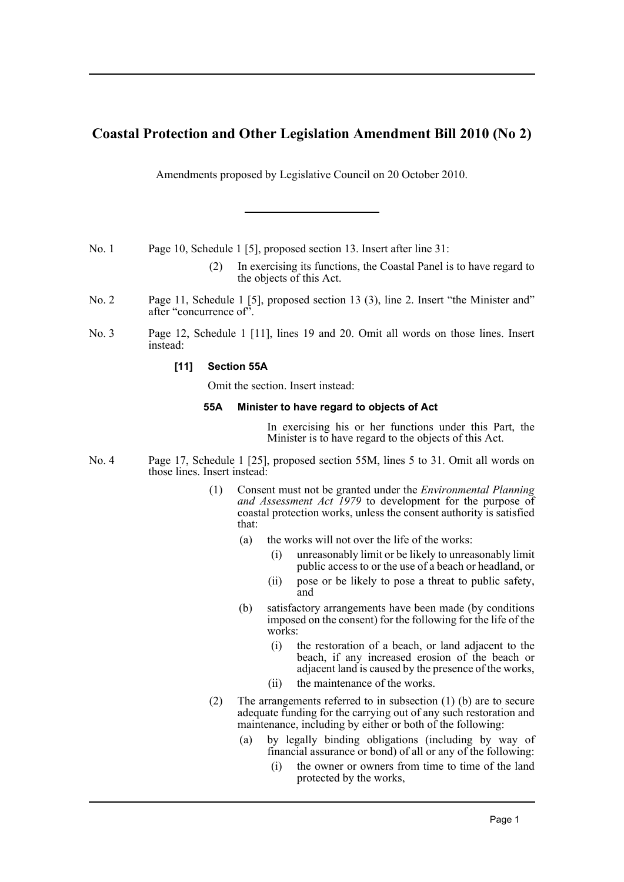# Coastal Protection and Other Legislation Amendment Bill 2010 (No 2)

Amendments proposed by Legislative Council on 20 October 2010.

---

No. 1 Page 10, Schedule 1 [5], proposed section 13. Insert after line 31:

> (2) In exercising its functions, the Coastal Panel is to have regard to the objects of this Act.

No. 2 Page 11, Schedule 1 [5], proposed section 13 (3), line 2. Insert "the Minister and" after "concurrence of".

No. 3 Page 12, Schedule 1 [11], lines 19 and 20. Omit all words on those lines. Insert instead:

> **[11] Section 55A**
>
> Omit the section. Insert instead:
>
> **55A Minister to have regard to objects of Act**
>
> In exercising his or her functions under this Part, the Minister is to have regard to the objects of this Act.

No. 4 Page 17, Schedule 1 [25], proposed section 55M, lines 5 to 31. Omit all words on those lines. Insert instead:

> (1) Consent must not be granted under the *Environmental Planning and Assessment Act 1979* to development for the purpose of coastal protection works, unless the consent authority is satisfied that:
>
> (a) the works will not over the life of the works:
>
> (i) unreasonably limit or be likely to unreasonably limit public access to or the use of a beach or headland, or
>
> (ii) pose or be likely to pose a threat to public safety, and
>
> (b) satisfactory arrangements have been made (by conditions imposed on the consent) for the following for the life of the works:
>
> (i) the restoration of a beach, or land adjacent to the beach, if any increased erosion of the beach or adjacent land is caused by the presence of the works,
>
> (ii) the maintenance of the works.
>
> (2) The arrangements referred to in subsection (1) (b) are to secure adequate funding for the carrying out of any such restoration and maintenance, including by either or both of the following:
>
> (a) by legally binding obligations (including by way of financial assurance or bond) of all or any of the following:
>
> (i) the owner or owners from time to time of the land protected by the works,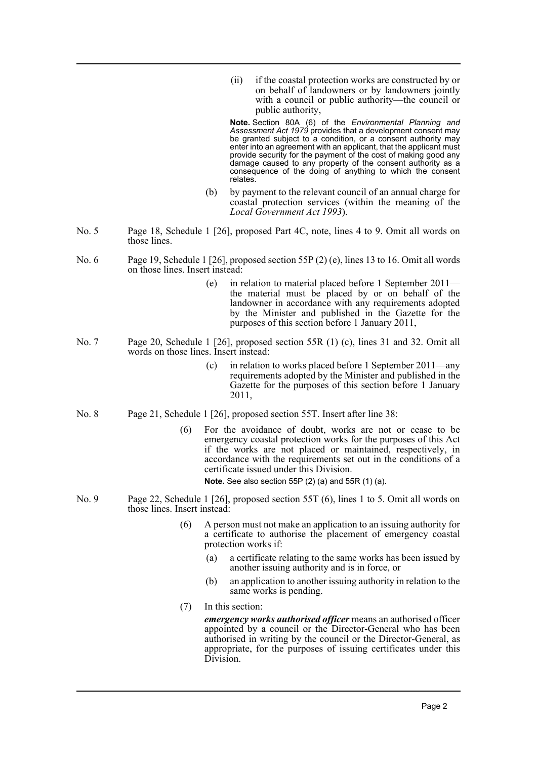(ii) if the coastal protection works are constructed by or on behalf of landowners or by landowners jointly with a council or public authority—the council or public authority,

**Note.** Section 80A (6) of the *Environmental Planning and Assessment Act 1979* provides that a development consent may be granted subject to a condition, or a consent authority may enter into an agreement with an applicant, that the applicant must provide security for the payment of the cost of making good any damage caused to any property of the consent authority as a consequence of the doing of anything to which the consent relates.

(b) by payment to the relevant council of an annual charge for coastal protection services (within the meaning of the *Local Government Act 1993*).

No. 5 Page 18, Schedule 1 [26], proposed Part 4C, note, lines 4 to 9. Omit all words on those lines.

No. 6 Page 19, Schedule 1 [26], proposed section 55P (2) (e), lines 13 to 16. Omit all words on those lines. Insert instead:

(e) in relation to material placed before 1 September 2011—the material must be placed by or on behalf of the landowner in accordance with any requirements adopted by the Minister and published in the Gazette for the purposes of this section before 1 January 2011,

No. 7 Page 20, Schedule 1 [26], proposed section 55R (1) (c), lines 31 and 32. Omit all words on those lines. Insert instead:

(c) in relation to works placed before 1 September 2011—any requirements adopted by the Minister and published in the Gazette for the purposes of this section before 1 January 2011,

No. 8 Page 21, Schedule 1 [26], proposed section 55T. Insert after line 38:

(6) For the avoidance of doubt, works are not or cease to be emergency coastal protection works for the purposes of this Act if the works are not placed or maintained, respectively, in accordance with the requirements set out in the conditions of a certificate issued under this Division.

**Note.** See also section 55P (2) (a) and 55R (1) (a).

No. 9 Page 22, Schedule 1 [26], proposed section 55T (6), lines 1 to 5. Omit all words on those lines. Insert instead:

(6) A person must not make an application to an issuing authority for a certificate to authorise the placement of emergency coastal protection works if:

(a) a certificate relating to the same works has been issued by another issuing authority and is in force, or

(b) an application to another issuing authority in relation to the same works is pending.

(7) In this section:

***emergency works authorised officer*** means an authorised officer appointed by a council or the Director-General who has been authorised in writing by the council or the Director-General, as appropriate, for the purposes of issuing certificates under this Division.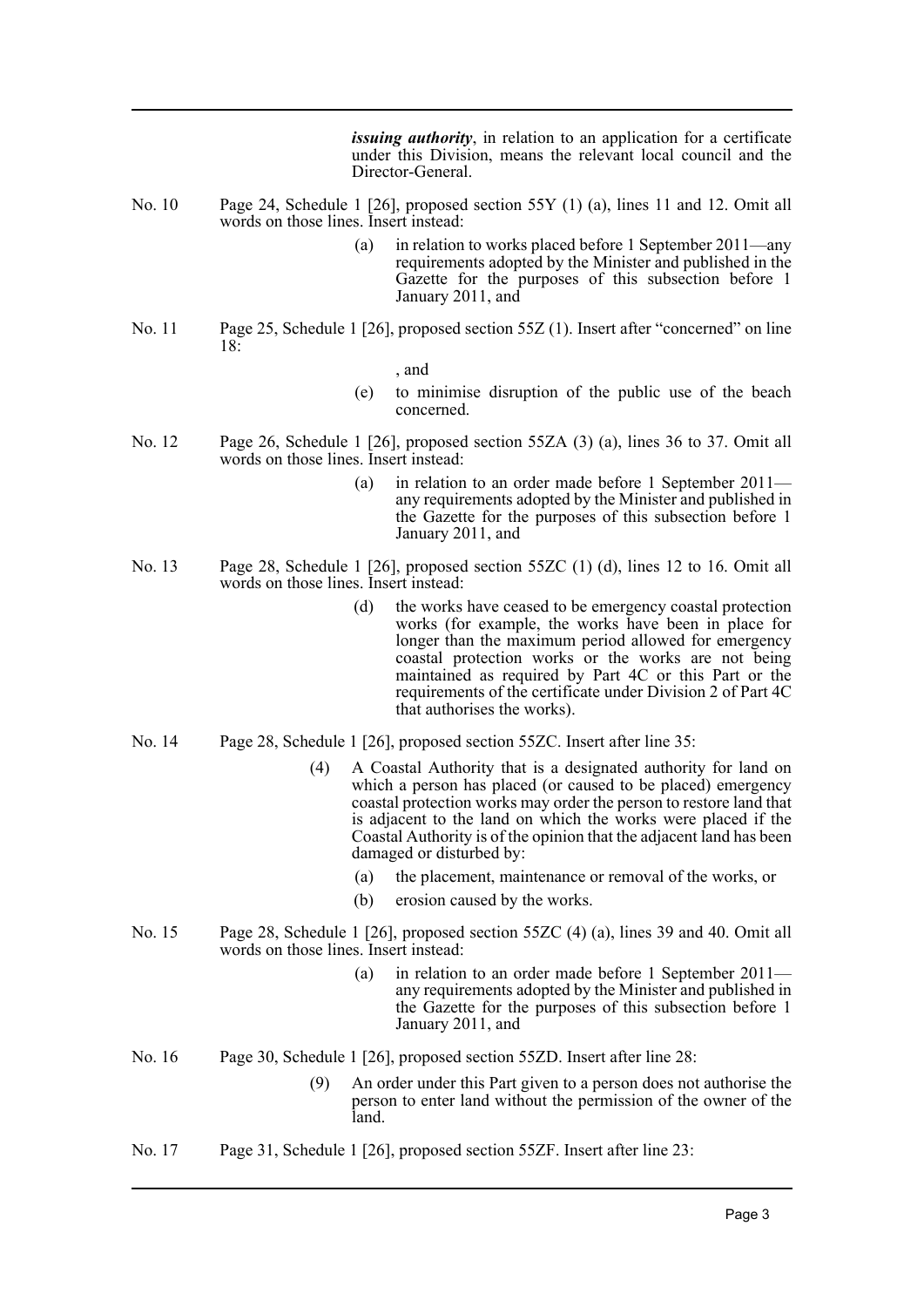***issuing authority***, in relation to an application for a certificate under this Division, means the relevant local council and the Director-General.

No. 10 Page 24, Schedule 1 [26], proposed section 55Y (1) (a), lines 11 and 12. Omit all words on those lines. Insert instead:

> (a) in relation to works placed before 1 September 2011—any requirements adopted by the Minister and published in the Gazette for the purposes of this subsection before 1 January 2011, and

No. 11 Page 25, Schedule 1 [26], proposed section 55Z (1). Insert after "concerned" on line 18:

> , and
>
> (e) to minimise disruption of the public use of the beach concerned.

No. 12 Page 26, Schedule 1 [26], proposed section 55ZA (3) (a), lines 36 to 37. Omit all words on those lines. Insert instead:

> (a) in relation to an order made before 1 September 2011—any requirements adopted by the Minister and published in the Gazette for the purposes of this subsection before 1 January 2011, and

No. 13 Page 28, Schedule 1 [26], proposed section 55ZC (1) (d), lines 12 to 16. Omit all words on those lines. Insert instead:

> (d) the works have ceased to be emergency coastal protection works (for example, the works have been in place for longer than the maximum period allowed for emergency coastal protection works or the works are not being maintained as required by Part 4C or this Part or the requirements of the certificate under Division 2 of Part 4C that authorises the works).

No. 14 Page 28, Schedule 1 [26], proposed section 55ZC. Insert after line 35:

> (4) A Coastal Authority that is a designated authority for land on which a person has placed (or caused to be placed) emergency coastal protection works may order the person to restore land that is adjacent to the land on which the works were placed if the Coastal Authority is of the opinion that the adjacent land has been damaged or disturbed by:
>
> (a) the placement, maintenance or removal of the works, or
>
> (b) erosion caused by the works.

No. 15 Page 28, Schedule 1 [26], proposed section 55ZC (4) (a), lines 39 and 40. Omit all words on those lines. Insert instead:

> (a) in relation to an order made before 1 September 2011—any requirements adopted by the Minister and published in the Gazette for the purposes of this subsection before 1 January 2011, and

No. 16 Page 30, Schedule 1 [26], proposed section 55ZD. Insert after line 28:

> (9) An order under this Part given to a person does not authorise the person to enter land without the permission of the owner of the land.

No. 17 Page 31, Schedule 1 [26], proposed section 55ZF. Insert after line 23: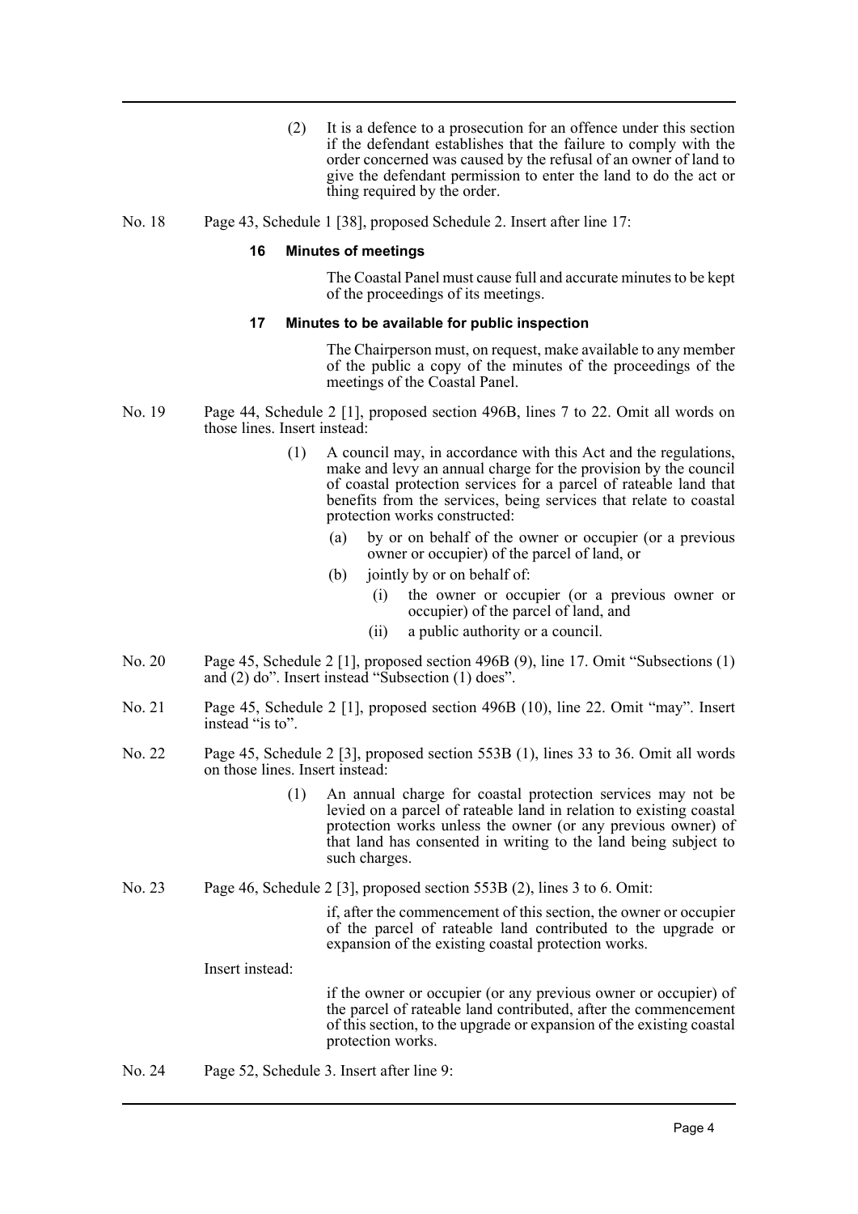(2) It is a defence to a prosecution for an offence under this section if the defendant establishes that the failure to comply with the order concerned was caused by the refusal of an owner of land to give the defendant permission to enter the land to do the act or thing required by the order.

No. 18 Page 43, Schedule 1 [38], proposed Schedule 2. Insert after line 17:

**16 Minutes of meetings**

The Coastal Panel must cause full and accurate minutes to be kept of the proceedings of its meetings.

**17 Minutes to be available for public inspection**

The Chairperson must, on request, make available to any member of the public a copy of the minutes of the proceedings of the meetings of the Coastal Panel.

No. 19 Page 44, Schedule 2 [1], proposed section 496B, lines 7 to 22. Omit all words on those lines. Insert instead:

(1) A council may, in accordance with this Act and the regulations, make and levy an annual charge for the provision by the council of coastal protection services for a parcel of rateable land that benefits from the services, being services that relate to coastal protection works constructed:

(a) by or on behalf of the owner or occupier (or a previous owner or occupier) of the parcel of land, or

(b) jointly by or on behalf of:

(i) the owner or occupier (or a previous owner or occupier) of the parcel of land, and

(ii) a public authority or a council.

No. 20 Page 45, Schedule 2 [1], proposed section 496B (9), line 17. Omit "Subsections (1) and (2) do". Insert instead "Subsection (1) does".

No. 21 Page 45, Schedule 2 [1], proposed section 496B (10), line 22. Omit "may". Insert instead "is to".

No. 22 Page 45, Schedule 2 [3], proposed section 553B (1), lines 33 to 36. Omit all words on those lines. Insert instead:

(1) An annual charge for coastal protection services may not be levied on a parcel of rateable land in relation to existing coastal protection works unless the owner (or any previous owner) of that land has consented in writing to the land being subject to such charges.

No. 23 Page 46, Schedule 2 [3], proposed section 553B (2), lines 3 to 6. Omit:

if, after the commencement of this section, the owner or occupier of the parcel of rateable land contributed to the upgrade or expansion of the existing coastal protection works.

Insert instead:

if the owner or occupier (or any previous owner or occupier) of the parcel of rateable land contributed, after the commencement of this section, to the upgrade or expansion of the existing coastal protection works.

No. 24 Page 52, Schedule 3. Insert after line 9: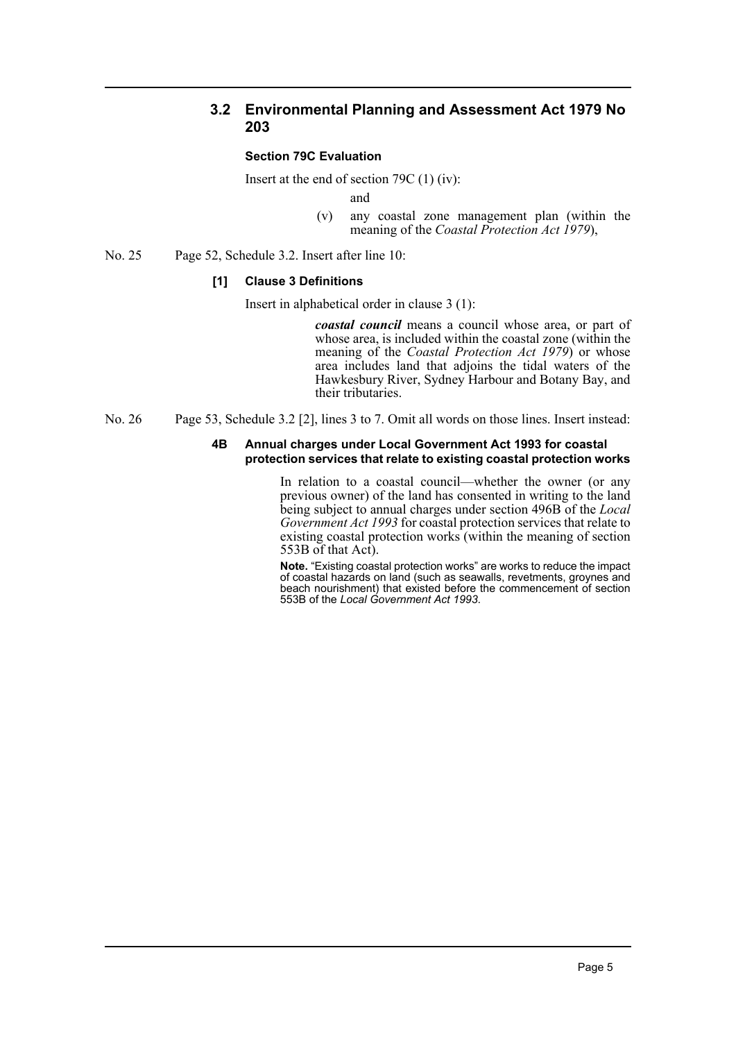## 3.2 Environmental Planning and Assessment Act 1979 No 203

#### Section 79C Evaluation

Insert at the end of section 79C (1) (iv):

and

(v) any coastal zone management plan (within the meaning of the *Coastal Protection Act 1979*),

No. 25 Page 52, Schedule 3.2. Insert after line 10:

#### [1] Clause 3 Definitions

Insert in alphabetical order in clause 3 (1):

***coastal council*** means a council whose area, or part of whose area, is included within the coastal zone (within the meaning of the *Coastal Protection Act 1979*) or whose area includes land that adjoins the tidal waters of the Hawkesbury River, Sydney Harbour and Botany Bay, and their tributaries.

No. 26 Page 53, Schedule 3.2 [2], lines 3 to 7. Omit all words on those lines. Insert instead:

#### 4B Annual charges under Local Government Act 1993 for coastal protection services that relate to existing coastal protection works

In relation to a coastal council—whether the owner (or any previous owner) of the land has consented in writing to the land being subject to annual charges under section 496B of the *Local Government Act 1993* for coastal protection services that relate to existing coastal protection works (within the meaning of section 553B of that Act).

**Note.** "Existing coastal protection works" are works to reduce the impact of coastal hazards on land (such as seawalls, revetments, groynes and beach nourishment) that existed before the commencement of section 553B of the *Local Government Act 1993*.